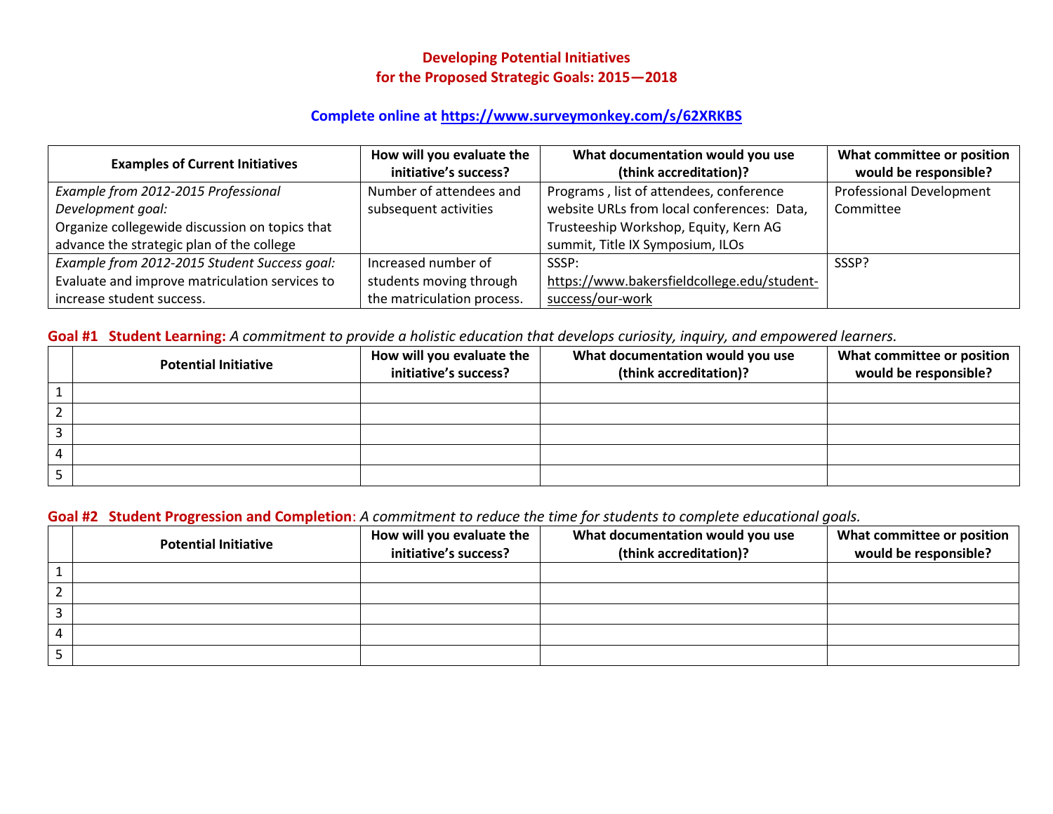# Developing Potential Initiatives
# for the Proposed Strategic Goals: 2015—2018

**Complete online at [https://www.surveymonkey.com/s/62XRKBS](https://www.surveymonkey.com/s/62XRKBS)**

| Examples of Current Initiatives | How will you evaluate the initiative's success? | What documentation would you use (think accreditation)? | What committee or position would be responsible? |
|---|---|---|---|
| *Example from 2012-2015 Professional Development goal:* Organize collegewide discussion on topics that advance the strategic plan of the college | Number of attendees and subsequent activities | Programs , list of attendees, conference website URLs from local conferences: Data, Trusteeship Workshop, Equity, Kern AG summit, Title IX Symposium, ILOs | Professional Development Committee |
| *Example from 2012-2015 Student Success goal:* Evaluate and improve matriculation services to increase student success. | Increased number of students moving through the matriculation process. | SSSP: https://www.bakersfieldcollege.edu/student-success/our-work | SSSP? |

**Goal #1 Student Learning:** *A commitment to provide a holistic education that develops curiosity, inquiry, and empowered learners.*

| | Potential Initiative | How will you evaluate the initiative's success? | What documentation would you use (think accreditation)? | What committee or position would be responsible? |
|---|---|---|---|---|
| 1 | | | | |
| 2 | | | | |
| 3 | | | | |
| 4 | | | | |
| 5 | | | | |

**Goal #2 Student Progression and Completion**: *A commitment to reduce the time for students to complete educational goals.*

| | Potential Initiative | How will you evaluate the initiative's success? | What documentation would you use (think accreditation)? | What committee or position would be responsible? |
|---|---|---|---|---|
| 1 | | | | |
| 2 | | | | |
| 3 | | | | |
| 4 | | | | |
| 5 | | | | |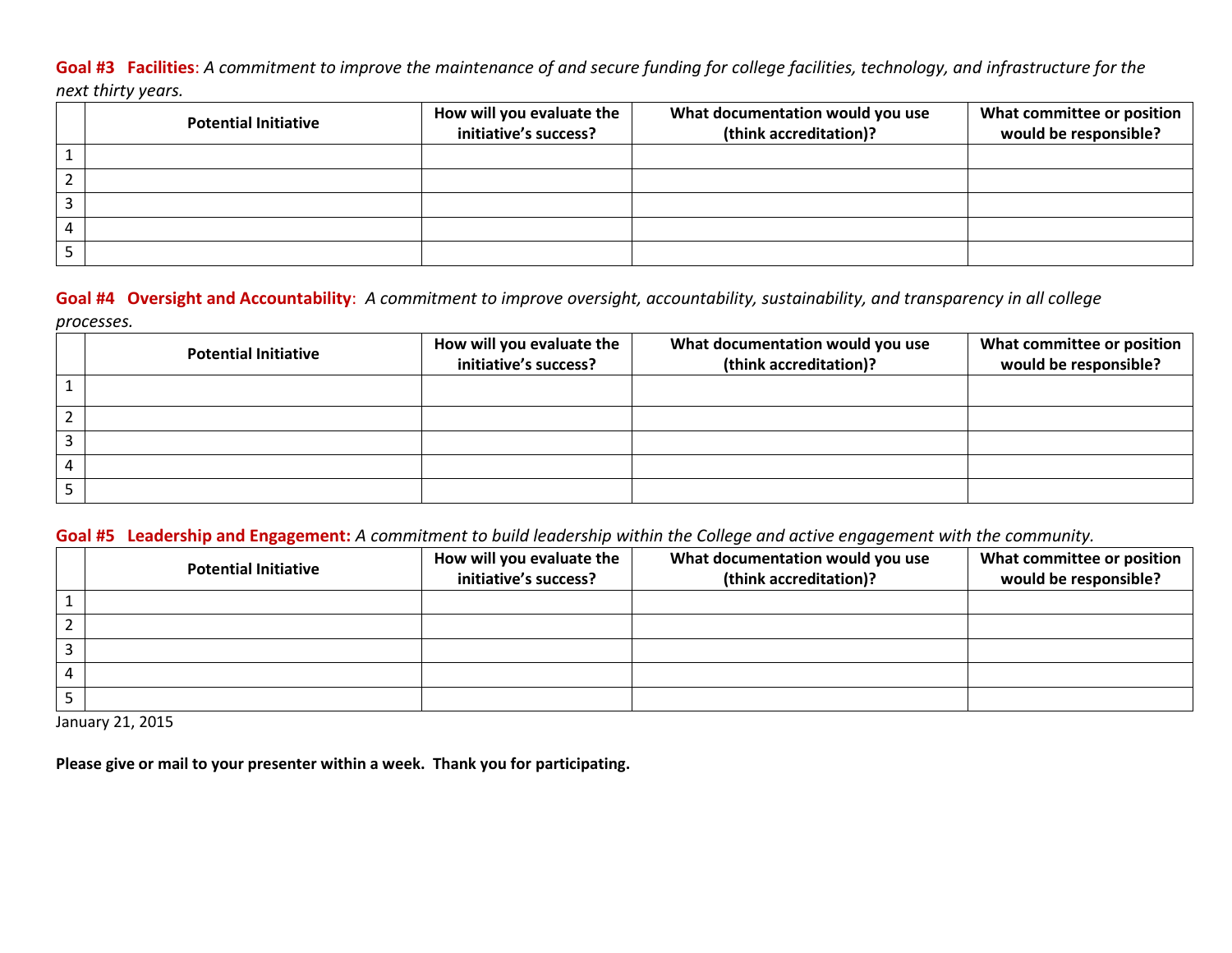**Goal #3 Facilities**: *A commitment to improve the maintenance of and secure funding for college facilities, technology, and infrastructure for the next thirty years.*

| | Potential Initiative | How will you evaluate the initiative's success? | What documentation would you use (think accreditation)? | What committee or position would be responsible? |
|---|---|---|---|---|
| 1 | | | | |
| 2 | | | | |
| 3 | | | | |
| 4 | | | | |
| 5 | | | | |

**Goal #4 Oversight and Accountability**: *A commitment to improve oversight, accountability, sustainability, and transparency in all college processes.*

| | Potential Initiative | How will you evaluate the initiative's success? | What documentation would you use (think accreditation)? | What committee or position would be responsible? |
|---|---|---|---|---|
| 1 | | | | |
| 2 | | | | |
| 3 | | | | |
| 4 | | | | |
| 5 | | | | |

**Goal #5 Leadership and Engagement:** *A commitment to build leadership within the College and active engagement with the community.*

| | Potential Initiative | How will you evaluate the initiative's success? | What documentation would you use (think accreditation)? | What committee or position would be responsible? |
|---|---|---|---|---|
| 1 | | | | |
| 2 | | | | |
| 3 | | | | |
| 4 | | | | |
| 5 | | | | |

January 21, 2015

**Please give or mail to your presenter within a week. Thank you for participating.**